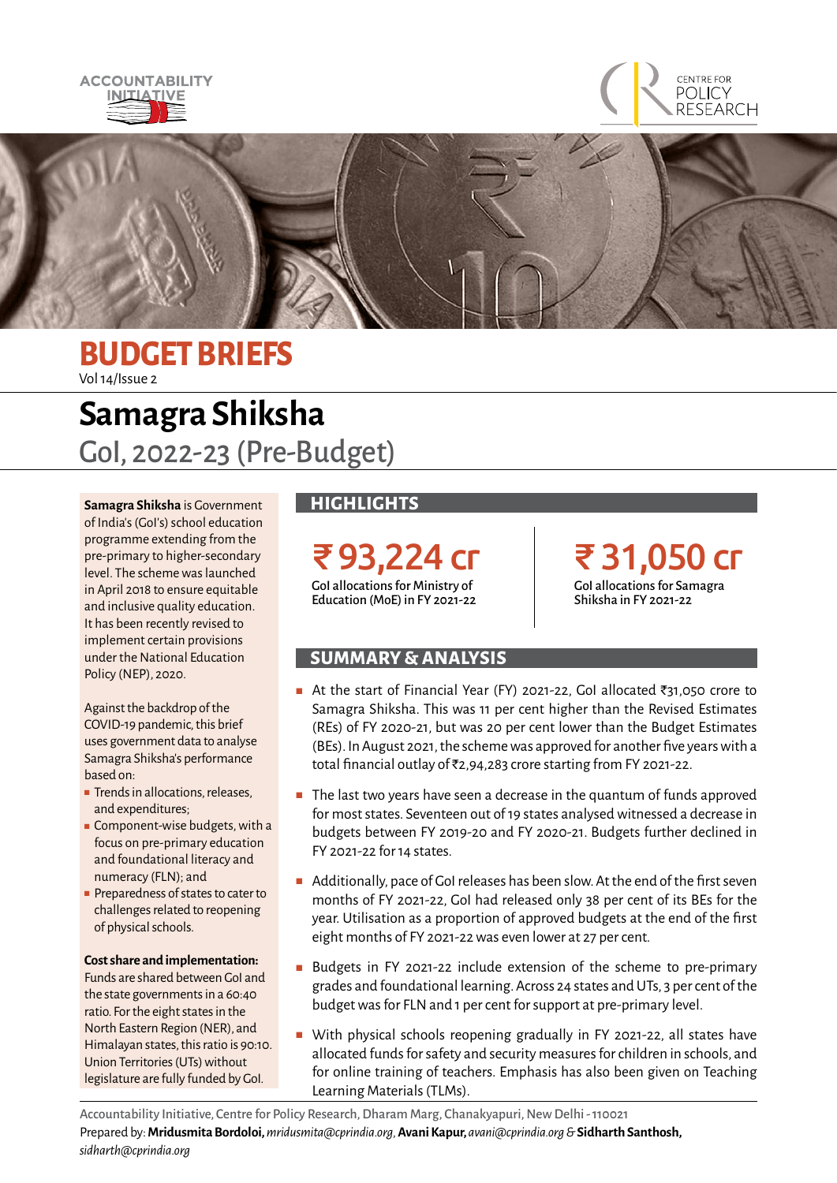ACCOUNTABILITY INITIATIVE

CENTRE FOR POLICY RESEARCH

# BUDGET BRIEFS

Vol 14/Issue 2

# Samagra Shiksha

## GoI, 2022-23 (Pre-Budget)

**Samagra Shiksha** is Government of India's (GoI's) school education programme extending from the pre-primary to higher-secondary level. The scheme was launched in April 2018 to ensure equitable and inclusive quality education. It has been recently revised to implement certain provisions under the National Education Policy (NEP), 2020.

Against the backdrop of the COVID-19 pandemic, this brief uses government data to analyse Samagra Shiksha's performance based on:

- Trends in allocations, releases, and expenditures;
- Component-wise budgets, with a focus on pre-primary education and foundational literacy and numeracy (FLN); and
- Preparedness of states to cater to challenges related to reopening of physical schools.

**Cost share and implementation:** Funds are shared between GoI and the state governments in a 60:40 ratio. For the eight states in the North Eastern Region (NER), and Himalayan states, this ratio is 90:10. Union Territories (UTs) without legislature are fully funded by GoI.

## HIGHLIGHTS

**₹ 93,224 cr**
GoI allocations for Ministry of Education (MoE) in FY 2021-22

**₹ 31,050 cr**
GoI allocations for Samagra Shiksha in FY 2021-22

## SUMMARY & ANALYSIS

- At the start of Financial Year (FY) 2021-22, GoI allocated ₹31,050 crore to Samagra Shiksha. This was 11 per cent higher than the Revised Estimates (REs) of FY 2020-21, but was 20 per cent lower than the Budget Estimates (BEs). In August 2021, the scheme was approved for another five years with a total financial outlay of ₹2,94,283 crore starting from FY 2021-22.
- The last two years have seen a decrease in the quantum of funds approved for most states. Seventeen out of 19 states analysed witnessed a decrease in budgets between FY 2019-20 and FY 2020-21. Budgets further declined in FY 2021-22 for 14 states.
- Additionally, pace of GoI releases has been slow. At the end of the first seven months of FY 2021-22, GoI had released only 38 per cent of its BEs for the year. Utilisation as a proportion of approved budgets at the end of the first eight months of FY 2021-22 was even lower at 27 per cent.
- Budgets in FY 2021-22 include extension of the scheme to pre-primary grades and foundational learning. Across 24 states and UTs, 3 per cent of the budget was for FLN and 1 per cent for support at pre-primary level.
- With physical schools reopening gradually in FY 2021-22, all states have allocated funds for safety and security measures for children in schools, and for online training of teachers. Emphasis has also been given on Teaching Learning Materials (TLMs).

Accountability Initiative, Centre for Policy Research, Dharam Marg, Chanakyapuri, New Delhi - 110021

Prepared by: **Mridusmita Bordoloi,** *mridusmita@cprindia.org*, **Avani Kapur,** *avani@cprindia.org* & **Sidharth Santhosh,** *sidharth@cprindia.org*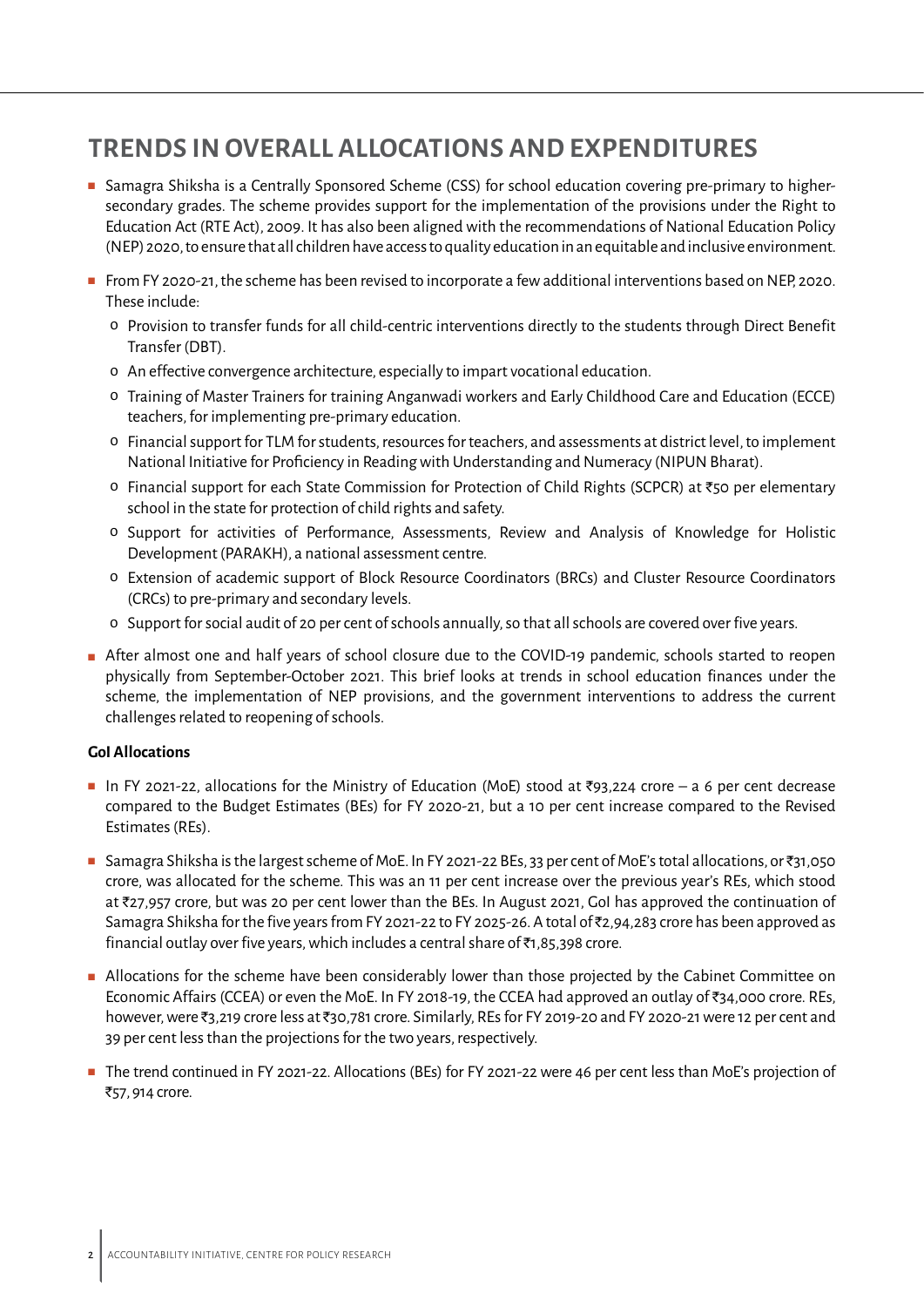## TRENDS IN OVERALL ALLOCATIONS AND EXPENDITURES

- Samagra Shiksha is a Centrally Sponsored Scheme (CSS) for school education covering pre-primary to higher-secondary grades. The scheme provides support for the implementation of the provisions under the Right to Education Act (RTE Act), 2009. It has also been aligned with the recommendations of National Education Policy (NEP) 2020, to ensure that all children have access to quality education in an equitable and inclusive environment.
- From FY 2020-21, the scheme has been revised to incorporate a few additional interventions based on NEP, 2020. These include:
  - Provision to transfer funds for all child-centric interventions directly to the students through Direct Benefit Transfer (DBT).
  - An effective convergence architecture, especially to impart vocational education.
  - Training of Master Trainers for training Anganwadi workers and Early Childhood Care and Education (ECCE) teachers, for implementing pre-primary education.
  - Financial support for TLM for students, resources for teachers, and assessments at district level, to implement National Initiative for Proficiency in Reading with Understanding and Numeracy (NIPUN Bharat).
  - Financial support for each State Commission for Protection of Child Rights (SCPCR) at ₹50 per elementary school in the state for protection of child rights and safety.
  - Support for activities of Performance, Assessments, Review and Analysis of Knowledge for Holistic Development (PARAKH), a national assessment centre.
  - Extension of academic support of Block Resource Coordinators (BRCs) and Cluster Resource Coordinators (CRCs) to pre-primary and secondary levels.
  - Support for social audit of 20 per cent of schools annually, so that all schools are covered over five years.
- After almost one and half years of school closure due to the COVID-19 pandemic, schools started to reopen physically from September-October 2021. This brief looks at trends in school education finances under the scheme, the implementation of NEP provisions, and the government interventions to address the current challenges related to reopening of schools.

**GoI Allocations**

- In FY 2021-22, allocations for the Ministry of Education (MoE) stood at ₹93,224 crore – a 6 per cent decrease compared to the Budget Estimates (BEs) for FY 2020-21, but a 10 per cent increase compared to the Revised Estimates (REs).
- Samagra Shiksha is the largest scheme of MoE. In FY 2021-22 BEs, 33 per cent of MoE's total allocations, or ₹31,050 crore, was allocated for the scheme. This was an 11 per cent increase over the previous year's REs, which stood at ₹27,957 crore, but was 20 per cent lower than the BEs. In August 2021, GoI has approved the continuation of Samagra Shiksha for the five years from FY 2021-22 to FY 2025-26. A total of ₹2,94,283 crore has been approved as financial outlay over five years, which includes a central share of ₹1,85,398 crore.
- Allocations for the scheme have been considerably lower than those projected by the Cabinet Committee on Economic Affairs (CCEA) or even the MoE. In FY 2018-19, the CCEA had approved an outlay of ₹34,000 crore. REs, however, were ₹3,219 crore less at ₹30,781 crore. Similarly, REs for FY 2019-20 and FY 2020-21 were 12 per cent and 39 per cent less than the projections for the two years, respectively.
- The trend continued in FY 2021-22. Allocations (BEs) for FY 2021-22 were 46 per cent less than MoE's projection of ₹57, 914 crore.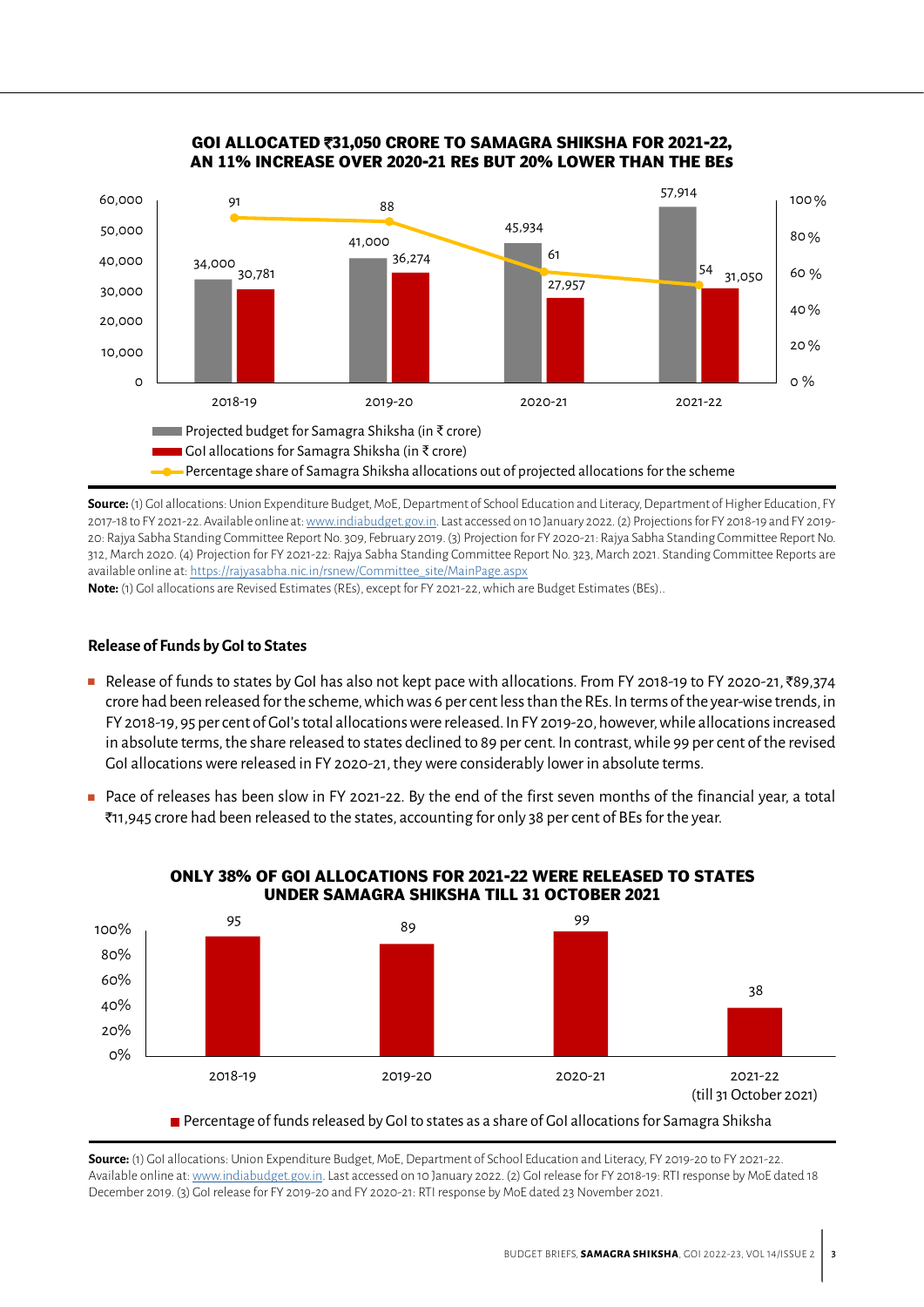**GOI ALLOCATED ₹31,050 CRORE TO SAMAGRA SHIKSHA FOR 2021-22, AN 11% INCREASE OVER 2020-21 REs BUT 20% LOWER THAN THE BEs**

| Year | Projected budget for Samagra Shiksha (in ₹ crore) | GoI allocations for Samagra Shiksha (in ₹ crore) | Percentage share of Samagra Shiksha allocations out of projected allocations for the scheme |
|---|---|---|---|
| 2018-19 | 34,000 | 30,781 | 91 |
| 2019-20 | 41,000 | 36,274 | 88 |
| 2020-21 | 45,934 | 27,957 | 61 |
| 2021-22 | 57,914 | 31,050 | 54 |

**Source:** (1) GoI allocations: Union Expenditure Budget, MoE, Department of School Education and Literacy, Department of Higher Education, FY 2017-18 to FY 2021-22. Available online at: www.indiabudget.gov.in. Last accessed on 10 January 2022. (2) Projections for FY 2018-19 and FY 2019-20: Rajya Sabha Standing Committee Report No. 309, February 2019. (3) Projection for FY 2020-21: Rajya Sabha Standing Committee Report No. 312, March 2020. (4) Projection for FY 2021-22: Rajya Sabha Standing Committee Report No. 323, March 2021. Standing Committee Reports are available online at: https://rajyasabha.nic.in/rsnew/Committee_site/MainPage.aspx

**Note:** (1) GoI allocations are Revised Estimates (REs), except for FY 2021-22, which are Budget Estimates (BEs)..

### Release of Funds by GoI to States

- Release of funds to states by GoI has also not kept pace with allocations. From FY 2018-19 to FY 2020-21, ₹89,374 crore had been released for the scheme, which was 6 per cent less than the REs. In terms of the year-wise trends, in FY 2018-19, 95 per cent of GoI's total allocations were released. In FY 2019-20, however, while allocations increased in absolute terms, the share released to states declined to 89 per cent. In contrast, while 99 per cent of the revised GoI allocations were released in FY 2020-21, they were considerably lower in absolute terms.
- Pace of releases has been slow in FY 2021-22. By the end of the first seven months of the financial year, a total ₹11,945 crore had been released to the states, accounting for only 38 per cent of BEs for the year.

**ONLY 38% OF GOI ALLOCATIONS FOR 2021-22 WERE RELEASED TO STATES UNDER SAMAGRA SHIKSHA TILL 31 OCTOBER 2021**

| Year | Percentage of funds released by GoI to states as a share of GoI allocations for Samagra Shiksha |
|---|---|
| 2018-19 | 95 |
| 2019-20 | 89 |
| 2020-21 | 99 |
| 2021-22 (till 31 October 2021) | 38 |

**Source:** (1) GoI allocations: Union Expenditure Budget, MoE, Department of School Education and Literacy, FY 2019-20 to FY 2021-22. Available online at: www.indiabudget.gov.in. Last accessed on 10 January 2022. (2) GoI release for FY 2018-19: RTI response by MoE dated 18 December 2019. (3) GoI release for FY 2019-20 and FY 2020-21: RTI response by MoE dated 23 November 2021.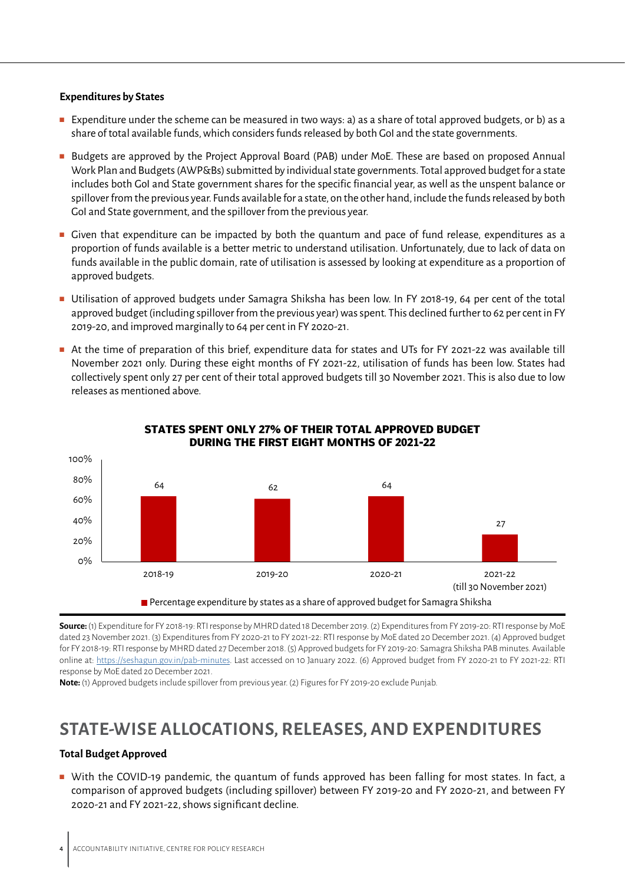### Expenditures by States

- Expenditure under the scheme can be measured in two ways: a) as a share of total approved budgets, or b) as a share of total available funds, which considers funds released by both GoI and the state governments.
- Budgets are approved by the Project Approval Board (PAB) under MoE. These are based on proposed Annual Work Plan and Budgets (AWP&Bs) submitted by individual state governments. Total approved budget for a state includes both GoI and State government shares for the specific financial year, as well as the unspent balance or spillover from the previous year. Funds available for a state, on the other hand, include the funds released by both GoI and State government, and the spillover from the previous year.
- Given that expenditure can be impacted by both the quantum and pace of fund release, expenditures as a proportion of funds available is a better metric to understand utilisation. Unfortunately, due to lack of data on funds available in the public domain, rate of utilisation is assessed by looking at expenditure as a proportion of approved budgets.
- Utilisation of approved budgets under Samagra Shiksha has been low. In FY 2018-19, 64 per cent of the total approved budget (including spillover from the previous year) was spent. This declined further to 62 per cent in FY 2019-20, and improved marginally to 64 per cent in FY 2020-21.
- At the time of preparation of this brief, expenditure data for states and UTs for FY 2021-22 was available till November 2021 only. During these eight months of FY 2021-22, utilisation of funds has been low. States had collectively spent only 27 per cent of their total approved budgets till 30 November 2021. This is also due to low releases as mentioned above.

**STATES SPENT ONLY 27% OF THEIR TOTAL APPROVED BUDGET DURING THE FIRST EIGHT MONTHS OF 2021-22**

| Year | Percentage expenditure by states as a share of approved budget for Samagra Shiksha |
|---|---|
| 2018-19 | 64 |
| 2019-20 | 62 |
| 2020-21 | 64 |
| 2021-22 (till 30 November 2021) | 27 |

**Source:** (1) Expenditure for FY 2018-19: RTI response by MHRD dated 18 December 2019. (2) Expenditures from FY 2019-20: RTI response by MoE dated 23 November 2021. (3) Expenditures from FY 2020-21 to FY 2021-22: RTI response by MoE dated 20 December 2021. (4) Approved budget for FY 2018-19: RTI response by MHRD dated 27 December 2018. (5) Approved budgets for FY 2019-20: Samagra Shiksha PAB minutes. Available online at: https://seshagun.gov.in/pab-minutes. Last accessed on 10 January 2022. (6) Approved budget from FY 2020-21 to FY 2021-22: RTI response by MoE dated 20 December 2021.

**Note:** (1) Approved budgets include spillover from previous year. (2) Figures for FY 2019-20 exclude Punjab.

## STATE-WISE ALLOCATIONS, RELEASES, AND EXPENDITURES

### Total Budget Approved

- With the COVID-19 pandemic, the quantum of funds approved has been falling for most states. In fact, a comparison of approved budgets (including spillover) between FY 2019-20 and FY 2020-21, and between FY 2020-21 and FY 2021-22, shows significant decline.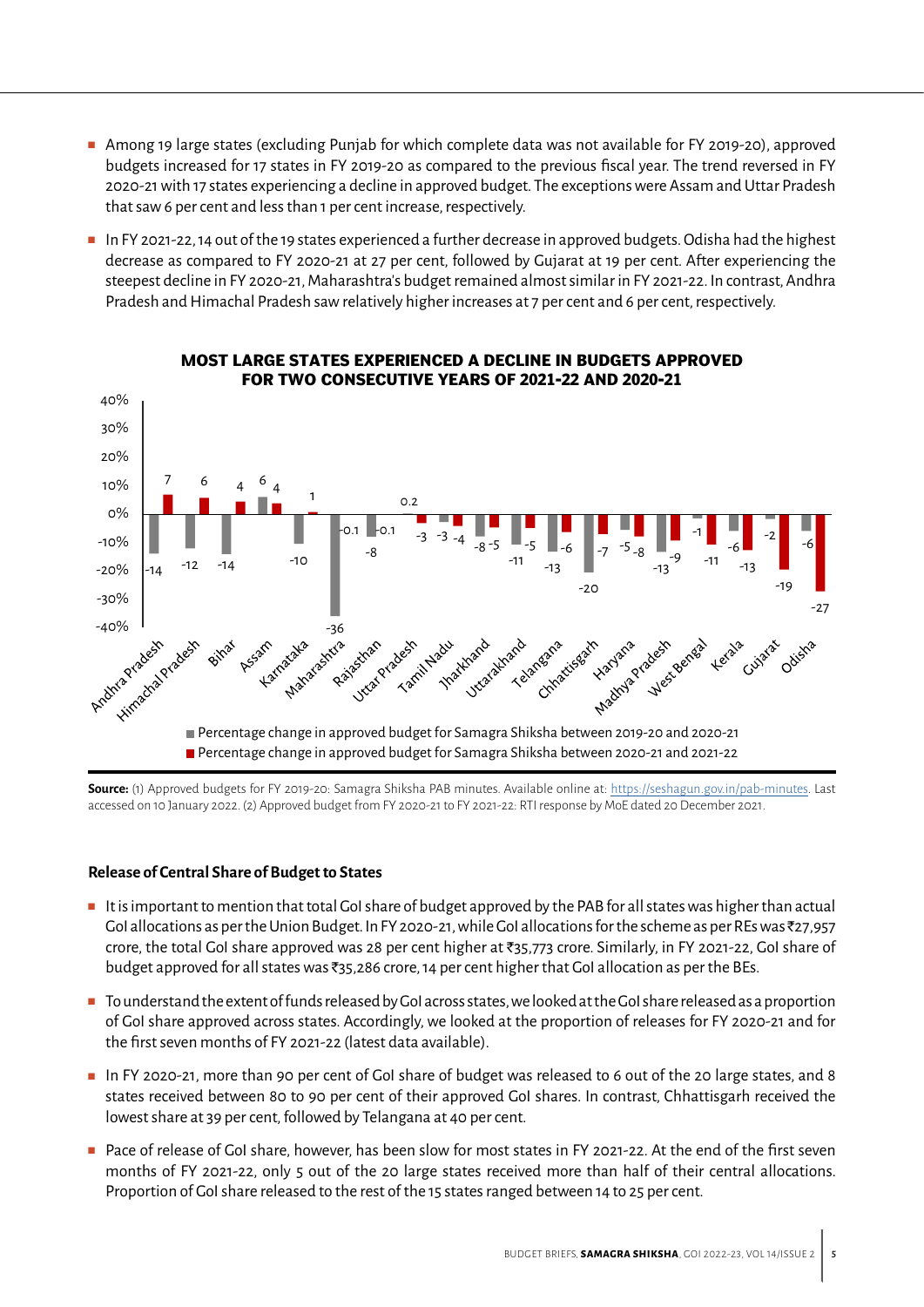- Among 19 large states (excluding Punjab for which complete data was not available for FY 2019-20), approved budgets increased for 17 states in FY 2019-20 as compared to the previous fiscal year. The trend reversed in FY 2020-21 with 17 states experiencing a decline in approved budget. The exceptions were Assam and Uttar Pradesh that saw 6 per cent and less than 1 per cent increase, respectively.
- In FY 2021-22, 14 out of the 19 states experienced a further decrease in approved budgets. Odisha had the highest decrease as compared to FY 2020-21 at 27 per cent, followed by Gujarat at 19 per cent. After experiencing the steepest decline in FY 2020-21, Maharashtra's budget remained almost similar in FY 2021-22. In contrast, Andhra Pradesh and Himachal Pradesh saw relatively higher increases at 7 per cent and 6 per cent, respectively.

**MOST LARGE STATES EXPERIENCED A DECLINE IN BUDGETS APPROVED FOR TWO CONSECUTIVE YEARS OF 2021-22 AND 2020-21**

| State | Percentage change in approved budget for Samagra Shiksha between 2019-20 and 2020-21 | Percentage change in approved budget for Samagra Shiksha between 2020-21 and 2021-22 |
|---|---|---|
| Andhra Pradesh | -14 | 7 |
| Himachal Pradesh | -12 | 6 |
| Bihar | -14 | 4 |
| Assam | 6 | 4 |
| Karnataka | -10 | 1 |
| Maharashtra | -36 | -0.1 |
| Rajasthan | -8 | -0.1 |
| Uttar Pradesh | 0.2 | -3 |
| Tamil Nadu | -3 | -4 |
| Jharkhand | -8 | -5 |
| Uttarakhand | -11 | -5 |
| Telangana | -13 | -6 |
| Chhattisgarh | -20 | -7 |
| Haryana | -5 | -8 |
| Madhya Pradesh | -13 | -9 |
| West Bengal | -1 | -11 |
| Kerala | -6 | -13 |
| Gujarat | -2 | -19 |
| Odisha | -6 | -27 |

**Source:** (1) Approved budgets for FY 2019-20: Samagra Shiksha PAB minutes. Available online at: https://seshagun.gov.in/pab-minutes. Last accessed on 10 January 2022. (2) Approved budget from FY 2020-21 to FY 2021-22: RTI response by MoE dated 20 December 2021.

### Release of Central Share of Budget to States

- It is important to mention that total GoI share of budget approved by the PAB for all states was higher than actual GoI allocations as per the Union Budget. In FY 2020-21, while GoI allocations for the scheme as per REs was ₹27,957 crore, the total GoI share approved was 28 per cent higher at ₹35,773 crore. Similarly, in FY 2021-22, GoI share of budget approved for all states was ₹35,286 crore, 14 per cent higher that GoI allocation as per the BEs.
- To understand the extent of funds released by GoI across states, we looked at the GoI share released as a proportion of GoI share approved across states. Accordingly, we looked at the proportion of releases for FY 2020-21 and for the first seven months of FY 2021-22 (latest data available).
- In FY 2020-21, more than 90 per cent of GoI share of budget was released to 6 out of the 20 large states, and 8 states received between 80 to 90 per cent of their approved GoI shares. In contrast, Chhattisgarh received the lowest share at 39 per cent, followed by Telangana at 40 per cent.
- Pace of release of GoI share, however, has been slow for most states in FY 2021-22. At the end of the first seven months of FY 2021-22, only 5 out of the 20 large states received more than half of their central allocations. Proportion of GoI share released to the rest of the 15 states ranged between 14 to 25 per cent.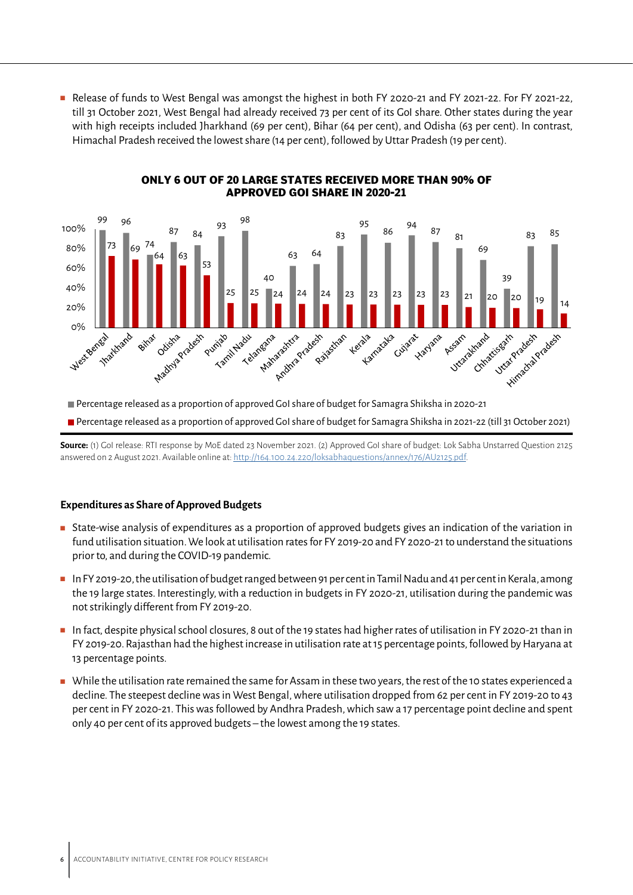- Release of funds to West Bengal was amongst the highest in both FY 2020-21 and FY 2021-22. For FY 2021-22, till 31 October 2021, West Bengal had already received 73 per cent of its GoI share. Other states during the year with high receipts included Jharkhand (69 per cent), Bihar (64 per cent), and Odisha (63 per cent). In contrast, Himachal Pradesh received the lowest share (14 per cent), followed by Uttar Pradesh (19 per cent).

**ONLY 6 OUT OF 20 LARGE STATES RECEIVED MORE THAN 90% OF APPROVED GOI SHARE IN 2020-21**

| State | Percentage released as a proportion of approved GoI share of budget for Samagra Shiksha in 2020-21 | Percentage released as a proportion of approved GoI share of budget for Samagra Shiksha in 2021-22 (till 31 October 2021) |
|---|---|---|
| West Bengal | 99 | 73 |
| Jharkhand | 96 | 69 |
| Bihar | 74 | 64 |
| Odisha | 87 | 63 |
| Madhya Pradesh | 84 | 53 |
| Punjab | 93 | 25 |
| Tamil Nadu | 98 | 25 |
| Telangana | 40 | 24 |
| Maharashtra | 63 | 24 |
| Andhra Pradesh | 64 | 24 |
| Rajasthan | 83 | 23 |
| Kerala | 95 | 23 |
| Karnataka | 86 | 23 |
| Gujarat | 94 | 23 |
| Haryana | 87 | 23 |
| Assam | 81 | 21 |
| Uttarakhand | 69 | 20 |
| Chhattisgarh | 39 | 20 |
| Uttar Pradesh | 83 | 19 |
| Himachal Pradesh | 85 | 14 |

**Source:** (1) GoI release: RTI response by MoE dated 23 November 2021. (2) Approved GoI share of budget: Lok Sabha Unstarred Question 2125 answered on 2 August 2021. Available online at: http://164.100.24.220/loksabhaquestions/annex/176/AU2125.pdf.

### Expenditures as Share of Approved Budgets

- State-wise analysis of expenditures as a proportion of approved budgets gives an indication of the variation in fund utilisation situation. We look at utilisation rates for FY 2019-20 and FY 2020-21 to understand the situations prior to, and during the COVID-19 pandemic.
- In FY 2019-20, the utilisation of budget ranged between 91 per cent in Tamil Nadu and 41 per cent in Kerala, among the 19 large states. Interestingly, with a reduction in budgets in FY 2020-21, utilisation during the pandemic was not strikingly different from FY 2019-20.
- In fact, despite physical school closures, 8 out of the 19 states had higher rates of utilisation in FY 2020-21 than in FY 2019-20. Rajasthan had the highest increase in utilisation rate at 15 percentage points, followed by Haryana at 13 percentage points.
- While the utilisation rate remained the same for Assam in these two years, the rest of the 10 states experienced a decline. The steepest decline was in West Bengal, where utilisation dropped from 62 per cent in FY 2019-20 to 43 per cent in FY 2020-21. This was followed by Andhra Pradesh, which saw a 17 percentage point decline and spent only 40 per cent of its approved budgets – the lowest among the 19 states.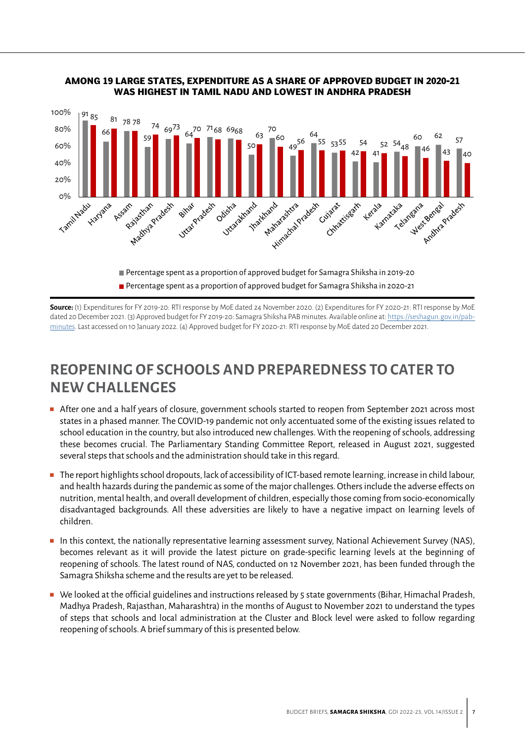**AMONG 19 LARGE STATES, EXPENDITURE AS A SHARE OF APPROVED BUDGET IN 2020-21 WAS HIGHEST IN TAMIL NADU AND LOWEST IN ANDHRA PRADESH**

| State | Percentage spent as a proportion of approved budget for Samagra Shiksha in 2019-20 | Percentage spent as a proportion of approved budget for Samagra Shiksha in 2020-21 |
|---|---|---|
| Tamil Nadu | 91 | 85 |
| Haryana | 66 | 81 |
| Assam | 78 | 78 |
| Rajasthan | 59 | 74 |
| Madhya Pradesh | 69 | 73 |
| Bihar | 64 | 70 |
| Uttar Pradesh | 71 | 68 |
| Odisha | 69 | 68 |
| Uttarakhand | 50 | 63 |
| Jharkhand | 70 | 60 |
| Maharashtra | 49 | 56 |
| Himachal Pradesh | 64 | 55 |
| Gujarat | 53 | 55 |
| Chhattisgarh | 42 | 54 |
| Kerala | 41 | 52 |
| Karnataka | 54 | 48 |
| Telangana | 60 | 46 |
| West Bengal | 62 | 43 |
| Andhra Pradesh | 57 | 40 |

**Source:** (1) Expenditures for FY 2019-20: RTI response by MoE dated 24 November 2020. (2) Expenditures for FY 2020-21: RTI response by MoE dated 20 December 2021. (3) Approved budget for FY 2019-20: Samagra Shiksha PAB minutes. Available online at: https://seshagun.gov.in/pab-minutes. Last accessed on 10 January 2022. (4) Approved budget for FY 2020-21: RTI response by MoE dated 20 December 2021.

## REOPENING OF SCHOOLS AND PREPAREDNESS TO CATER TO NEW CHALLENGES

- After one and a half years of closure, government schools started to reopen from September 2021 across most states in a phased manner. The COVID-19 pandemic not only accentuated some of the existing issues related to school education in the country, but also introduced new challenges. With the reopening of schools, addressing these becomes crucial. The Parliamentary Standing Committee Report, released in August 2021, suggested several steps that schools and the administration should take in this regard.
- The report highlights school dropouts, lack of accessibility of ICT-based remote learning, increase in child labour, and health hazards during the pandemic as some of the major challenges. Others include the adverse effects on nutrition, mental health, and overall development of children, especially those coming from socio-economically disadvantaged backgrounds. All these adversities are likely to have a negative impact on learning levels of children.
- In this context, the nationally representative learning assessment survey, National Achievement Survey (NAS), becomes relevant as it will provide the latest picture on grade-specific learning levels at the beginning of reopening of schools. The latest round of NAS, conducted on 12 November 2021, has been funded through the Samagra Shiksha scheme and the results are yet to be released.
- We looked at the official guidelines and instructions released by 5 state governments (Bihar, Himachal Pradesh, Madhya Pradesh, Rajasthan, Maharashtra) in the months of August to November 2021 to understand the types of steps that schools and local administration at the Cluster and Block level were asked to follow regarding reopening of schools. A brief summary of this is presented below.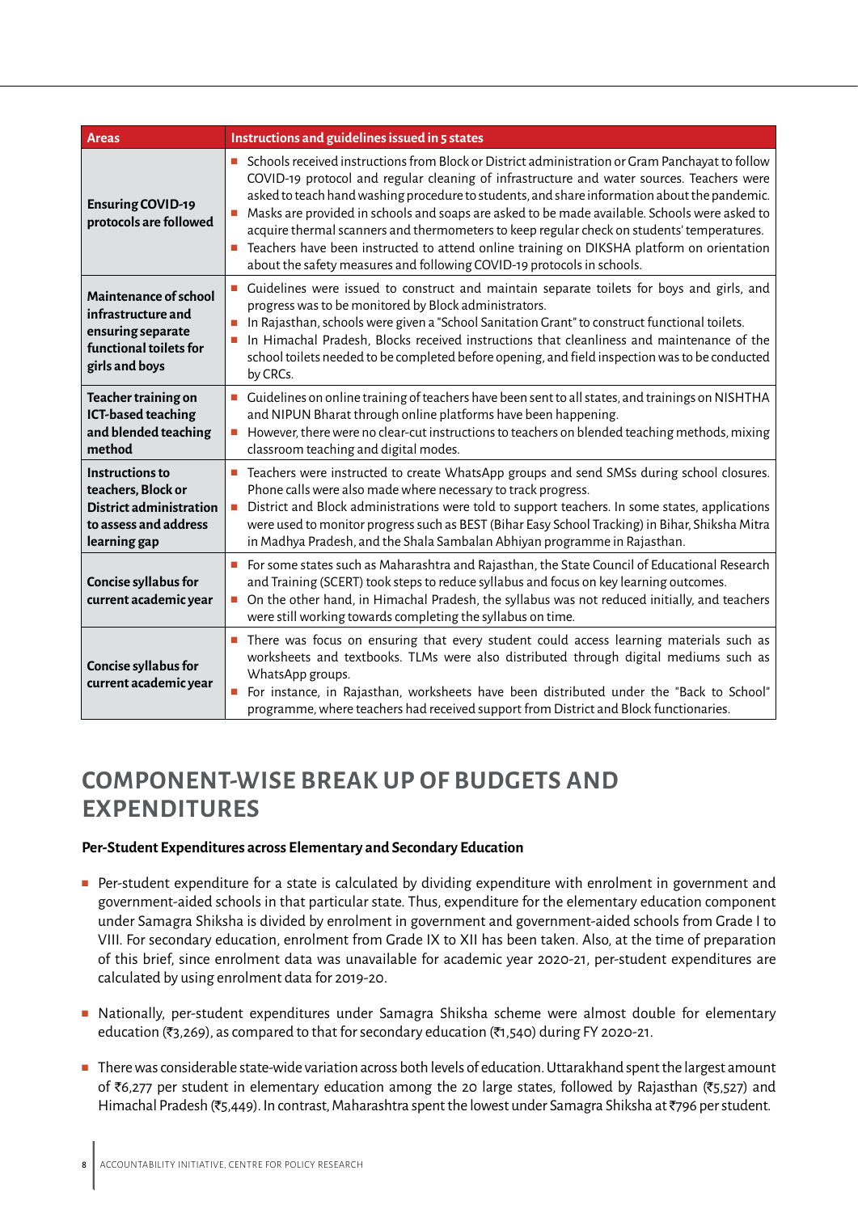| Areas | Instructions and guidelines issued in 5 states |
|---|---|
| **Ensuring COVID-19 protocols are followed** | ▪ Schools received instructions from Block or District administration or Gram Panchayat to follow COVID-19 protocol and regular cleaning of infrastructure and water sources. Teachers were asked to teach hand washing procedure to students, and share information about the pandemic.<br>▪ Masks are provided in schools and soaps are asked to be made available. Schools were asked to acquire thermal scanners and thermometers to keep regular check on students' temperatures.<br>▪ Teachers have been instructed to attend online training on DIKSHA platform on orientation about the safety measures and following COVID-19 protocols in schools. |
| **Maintenance of school infrastructure and ensuring separate functional toilets for girls and boys** | ▪ Guidelines were issued to construct and maintain separate toilets for boys and girls, and progress was to be monitored by Block administrators.<br>▪ In Rajasthan, schools were given a "School Sanitation Grant" to construct functional toilets.<br>▪ In Himachal Pradesh, Blocks received instructions that cleanliness and maintenance of the school toilets needed to be completed before opening, and field inspection was to be conducted by CRCs. |
| **Teacher training on ICT-based teaching and blended teaching method** | ▪ Guidelines on online training of teachers have been sent to all states, and trainings on NISHTHA and NIPUN Bharat through online platforms have been happening.<br>▪ However, there were no clear-cut instructions to teachers on blended teaching methods, mixing classroom teaching and digital modes. |
| **Instructions to teachers, Block or District administration to assess and address learning gap** | ▪ Teachers were instructed to create WhatsApp groups and send SMSs during school closures. Phone calls were also made where necessary to track progress.<br>▪ District and Block administrations were told to support teachers. In some states, applications were used to monitor progress such as BEST (Bihar Easy School Tracking) in Bihar, Shiksha Mitra in Madhya Pradesh, and the Shala Sambalan Abhiyan programme in Rajasthan. |
| **Concise syllabus for current academic year** | ▪ For some states such as Maharashtra and Rajasthan, the State Council of Educational Research and Training (SCERT) took steps to reduce syllabus and focus on key learning outcomes.<br>▪ On the other hand, in Himachal Pradesh, the syllabus was not reduced initially, and teachers were still working towards completing the syllabus on time. |
| **Concise syllabus for current academic year** | ▪ There was focus on ensuring that every student could access learning materials such as worksheets and textbooks. TLMs were also distributed through digital mediums such as WhatsApp groups.<br>▪ For instance, in Rajasthan, worksheets have been distributed under the "Back to School" programme, where teachers had received support from District and Block functionaries. |

## COMPONENT-WISE BREAK UP OF BUDGETS AND EXPENDITURES

### Per-Student Expenditures across Elementary and Secondary Education

- Per-student expenditure for a state is calculated by dividing expenditure with enrolment in government and government-aided schools in that particular state. Thus, expenditure for the elementary education component under Samagra Shiksha is divided by enrolment in government and government-aided schools from Grade I to VIII. For secondary education, enrolment from Grade IX to XII has been taken. Also, at the time of preparation of this brief, since enrolment data was unavailable for academic year 2020-21, per-student expenditures are calculated by using enrolment data for 2019-20.
- Nationally, per-student expenditures under Samagra Shiksha scheme were almost double for elementary education (₹3,269), as compared to that for secondary education (₹1,540) during FY 2020-21.
- There was considerable state-wide variation across both levels of education. Uttarakhand spent the largest amount of ₹6,277 per student in elementary education among the 20 large states, followed by Rajasthan (₹5,527) and Himachal Pradesh (₹5,449). In contrast, Maharashtra spent the lowest under Samagra Shiksha at ₹796 per student.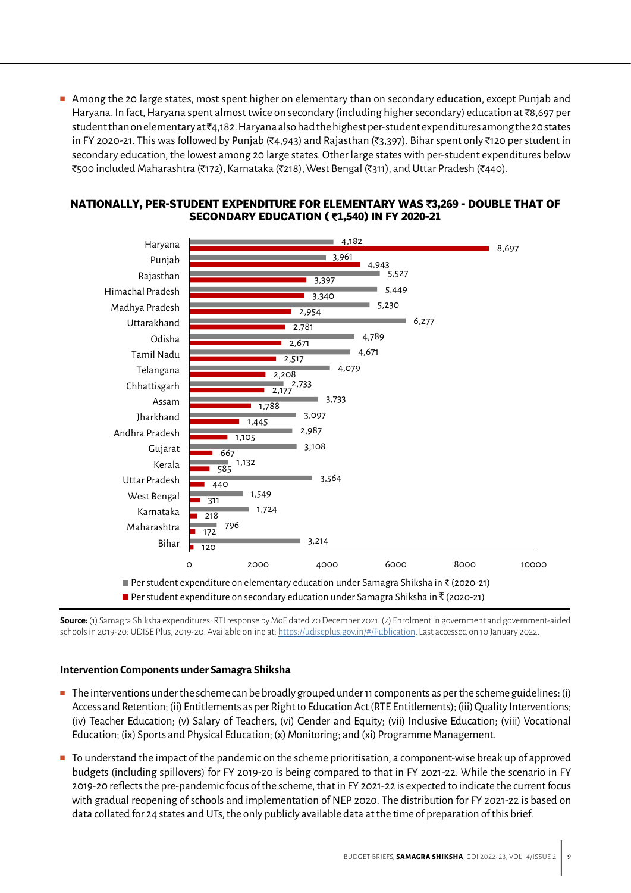- Among the 20 large states, most spent higher on elementary than on secondary education, except Punjab and Haryana. In fact, Haryana spent almost twice on secondary (including higher secondary) education at ₹8,697 per student than on elementary at ₹4,182. Haryana also had the highest per-student expenditures among the 20 states in FY 2020-21. This was followed by Punjab (₹4,943) and Rajasthan (₹3,397). Bihar spent only ₹120 per student in secondary education, the lowest among 20 large states. Other large states with per-student expenditures below ₹500 included Maharashtra (₹172), Karnataka (₹218), West Bengal (₹311), and Uttar Pradesh (₹440).

**NATIONALLY, PER-STUDENT EXPENDITURE FOR ELEMENTARY WAS ₹3,269 - DOUBLE THAT OF SECONDARY EDUCATION ( ₹1,540) IN FY 2020-21**

| State | Per student expenditure on elementary education under Samagra Shiksha in ₹ (2020-21) | Per student expenditure on secondary education under Samagra Shiksha in ₹ (2020-21) |
|---|---|---|
| Haryana | 4,182 | 8,697 |
| Punjab | 3,961 | 4,943 |
| Rajasthan | 5,527 | 3,397 |
| Himachal Pradesh | 5,449 | 3,340 |
| Madhya Pradesh | 5,230 | 2,954 |
| Uttarakhand | 6,277 | 2,781 |
| Odisha | 4,789 | 2,671 |
| Tamil Nadu | 4,671 | 2,517 |
| Telangana | 4,079 | 2,208 |
| Chhattisgarh | 2,733 | 2,177 |
| Assam | 3,733 | 1,788 |
| Jharkhand | 3,097 | 1,445 |
| Andhra Pradesh | 2,987 | 1,105 |
| Gujarat | 3,108 | 667 |
| Kerala | 1,132 | 585 |
| Uttar Pradesh | 3,564 | 440 |
| West Bengal | 1,549 | 311 |
| Karnataka | 1,724 | 218 |
| Maharashtra | 796 | 172 |
| Bihar | 3,214 | 120 |

**Source:** (1) Samagra Shiksha expenditures: RTI response by MoE dated 20 December 2021. (2) Enrolment in government and government-aided schools in 2019-20: UDISE Plus, 2019-20. Available online at: https://udiseplus.gov.in/#/Publication. Last accessed on 10 January 2022.

### Intervention Components under Samagra Shiksha

- The interventions under the scheme can be broadly grouped under 11 components as per the scheme guidelines: (i) Access and Retention; (ii) Entitlements as per Right to Education Act (RTE Entitlements); (iii) Quality Interventions; (iv) Teacher Education; (v) Salary of Teachers, (vi) Gender and Equity; (vii) Inclusive Education; (viii) Vocational Education; (ix) Sports and Physical Education; (x) Monitoring; and (xi) Programme Management.

- To understand the impact of the pandemic on the scheme prioritisation, a component-wise break up of approved budgets (including spillovers) for FY 2019-20 is being compared to that in FY 2021-22. While the scenario in FY 2019-20 reflects the pre-pandemic focus of the scheme, that in FY 2021-22 is expected to indicate the current focus with gradual reopening of schools and implementation of NEP 2020. The distribution for FY 2021-22 is based on data collated for 24 states and UTs, the only publicly available data at the time of preparation of this brief.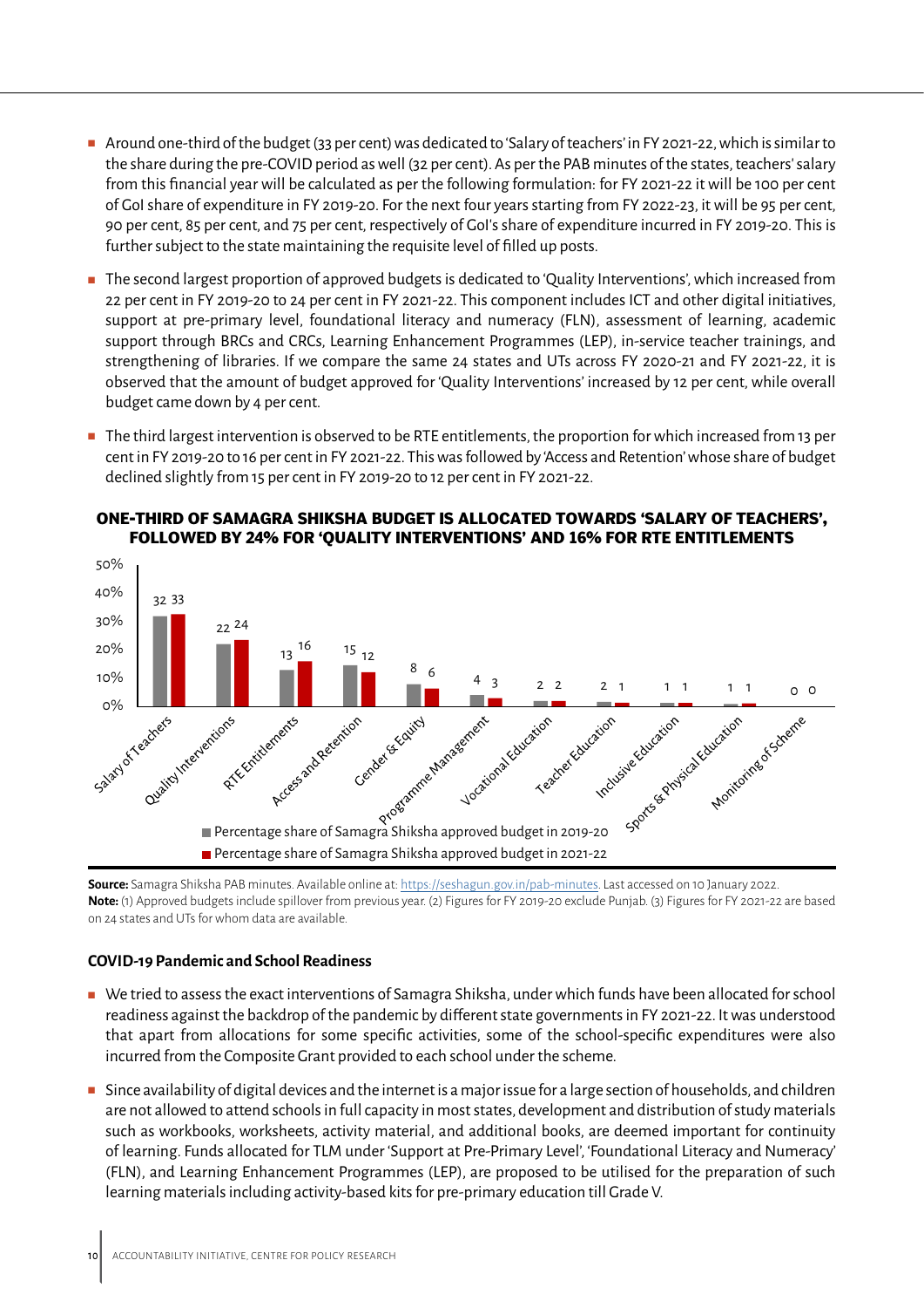- Around one-third of the budget (33 per cent) was dedicated to 'Salary of teachers' in FY 2021-22, which is similar to the share during the pre-COVID period as well (32 per cent). As per the PAB minutes of the states, teachers' salary from this financial year will be calculated as per the following formulation: for FY 2021-22 it will be 100 per cent of GoI share of expenditure in FY 2019-20. For the next four years starting from FY 2022-23, it will be 95 per cent, 90 per cent, 85 per cent, and 75 per cent, respectively of GoI's share of expenditure incurred in FY 2019-20. This is further subject to the state maintaining the requisite level of filled up posts.
- The second largest proportion of approved budgets is dedicated to 'Quality Interventions', which increased from 22 per cent in FY 2019-20 to 24 per cent in FY 2021-22. This component includes ICT and other digital initiatives, support at pre-primary level, foundational literacy and numeracy (FLN), assessment of learning, academic support through BRCs and CRCs, Learning Enhancement Programmes (LEP), in-service teacher trainings, and strengthening of libraries. If we compare the same 24 states and UTs across FY 2020-21 and FY 2021-22, it is observed that the amount of budget approved for 'Quality Interventions' increased by 12 per cent, while overall budget came down by 4 per cent.
- The third largest intervention is observed to be RTE entitlements, the proportion for which increased from 13 per cent in FY 2019-20 to 16 per cent in FY 2021-22. This was followed by 'Access and Retention' whose share of budget declined slightly from 15 per cent in FY 2019-20 to 12 per cent in FY 2021-22.

**ONE-THIRD OF SAMAGRA SHIKSHA BUDGET IS ALLOCATED TOWARDS 'SALARY OF TEACHERS', FOLLOWED BY 24% FOR 'QUALITY INTERVENTIONS' AND 16% FOR RTE ENTITLEMENTS**

| | Percentage share of Samagra Shiksha approved budget in 2019-20 | Percentage share of Samagra Shiksha approved budget in 2021-22 |
|---|---|---|
| Salary of Teachers | 32 | 33 |
| Quality Interventions | 22 | 24 |
| RTE Entitlements | 13 | 16 |
| Access and Retention | 15 | 12 |
| Gender & Equity | 8 | 6 |
| Programme Management | 4 | 3 |
| Vocational Education | 2 | 2 |
| Teacher Education | 2 | 1 |
| Inclusive Education | 1 | 1 |
| Sports & Physical Education | 1 | 1 |
| Monitoring of Scheme | 0 | 0 |

**Source:** Samagra Shiksha PAB minutes. Available online at: https://seshagun.gov.in/pab-minutes. Last accessed on 10 January 2022.
**Note:** (1) Approved budgets include spillover from previous year. (2) Figures for FY 2019-20 exclude Punjab. (3) Figures for FY 2021-22 are based on 24 states and UTs for whom data are available.

### COVID-19 Pandemic and School Readiness

- We tried to assess the exact interventions of Samagra Shiksha, under which funds have been allocated for school readiness against the backdrop of the pandemic by different state governments in FY 2021-22. It was understood that apart from allocations for some specific activities, some of the school-specific expenditures were also incurred from the Composite Grant provided to each school under the scheme.
- Since availability of digital devices and the internet is a major issue for a large section of households, and children are not allowed to attend schools in full capacity in most states, development and distribution of study materials such as workbooks, worksheets, activity material, and additional books, are deemed important for continuity of learning. Funds allocated for TLM under 'Support at Pre-Primary Level', 'Foundational Literacy and Numeracy' (FLN), and Learning Enhancement Programmes (LEP), are proposed to be utilised for the preparation of such learning materials including activity-based kits for pre-primary education till Grade V.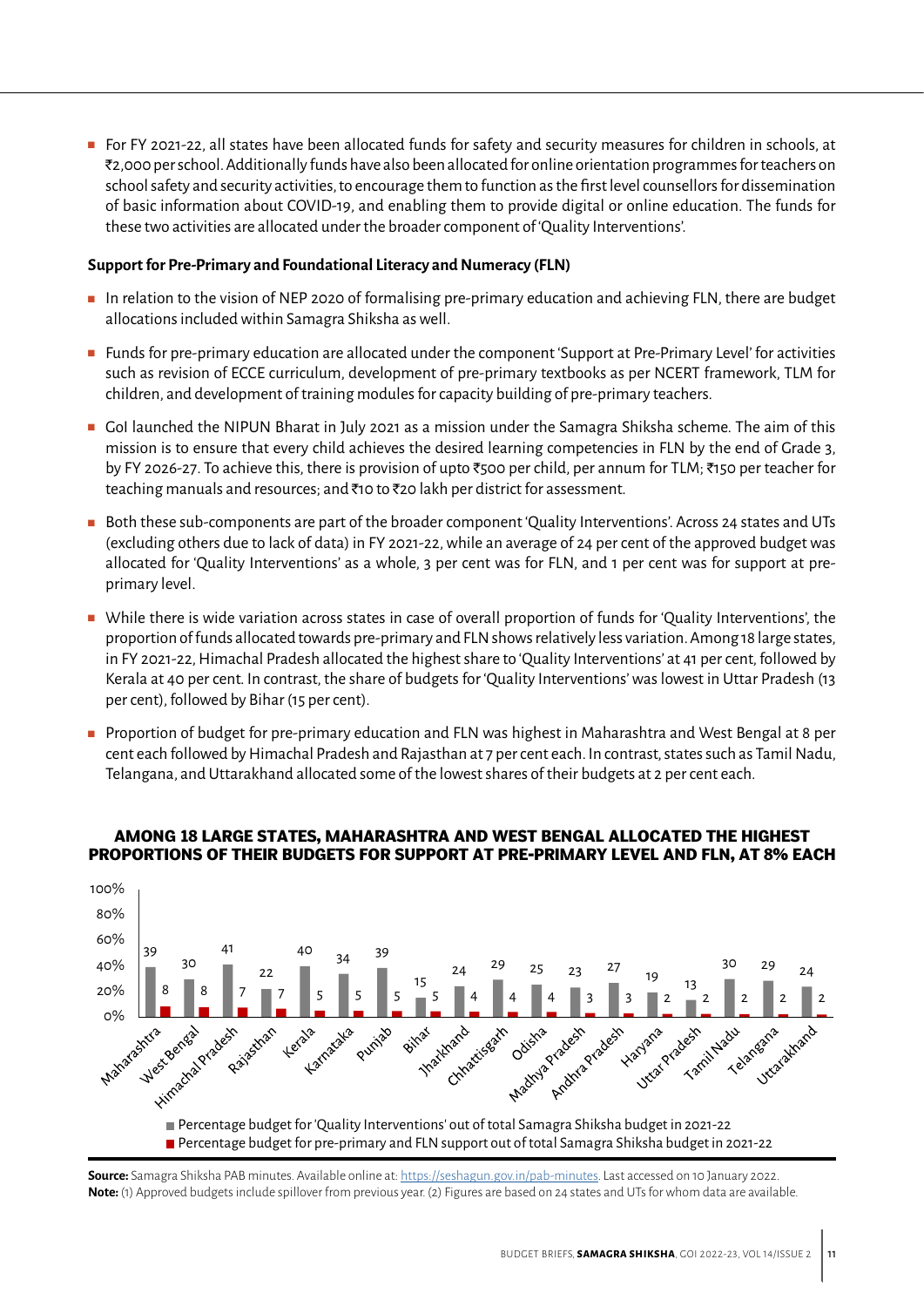- For FY 2021-22, all states have been allocated funds for safety and security measures for children in schools, at ₹2,000 per school. Additionally funds have also been allocated for online orientation programmes for teachers on school safety and security activities, to encourage them to function as the first level counsellors for dissemination of basic information about COVID-19, and enabling them to provide digital or online education. The funds for these two activities are allocated under the broader component of 'Quality Interventions'.

**Support for Pre-Primary and Foundational Literacy and Numeracy (FLN)**

- In relation to the vision of NEP 2020 of formalising pre-primary education and achieving FLN, there are budget allocations included within Samagra Shiksha as well.
- Funds for pre-primary education are allocated under the component 'Support at Pre-Primary Level' for activities such as revision of ECCE curriculum, development of pre-primary textbooks as per NCERT framework, TLM for children, and development of training modules for capacity building of pre-primary teachers.
- GoI launched the NIPUN Bharat in July 2021 as a mission under the Samagra Shiksha scheme. The aim of this mission is to ensure that every child achieves the desired learning competencies in FLN by the end of Grade 3, by FY 2026-27. To achieve this, there is provision of upto ₹500 per child, per annum for TLM; ₹150 per teacher for teaching manuals and resources; and ₹10 to ₹20 lakh per district for assessment.
- Both these sub-components are part of the broader component 'Quality Interventions'. Across 24 states and UTs (excluding others due to lack of data) in FY 2021-22, while an average of 24 per cent of the approved budget was allocated for 'Quality Interventions' as a whole, 3 per cent was for FLN, and 1 per cent was for support at pre-primary level.
- While there is wide variation across states in case of overall proportion of funds for 'Quality Interventions', the proportion of funds allocated towards pre-primary and FLN shows relatively less variation. Among 18 large states, in FY 2021-22, Himachal Pradesh allocated the highest share to 'Quality Interventions' at 41 per cent, followed by Kerala at 40 per cent. In contrast, the share of budgets for 'Quality Interventions' was lowest in Uttar Pradesh (13 per cent), followed by Bihar (15 per cent).
- Proportion of budget for pre-primary education and FLN was highest in Maharashtra and West Bengal at 8 per cent each followed by Himachal Pradesh and Rajasthan at 7 per cent each. In contrast, states such as Tamil Nadu, Telangana, and Uttarakhand allocated some of the lowest shares of their budgets at 2 per cent each.

**AMONG 18 LARGE STATES, MAHARASHTRA AND WEST BENGAL ALLOCATED THE HIGHEST PROPORTIONS OF THEIR BUDGETS FOR SUPPORT AT PRE-PRIMARY LEVEL AND FLN, AT 8% EACH**

| State | Percentage budget for 'Quality Interventions' out of total Samagra Shiksha budget in 2021-22 | Percentage budget for pre-primary and FLN support out of total Samagra Shiksha budget in 2021-22 |
|---|---|---|
| Maharashtra | 39 | 8 |
| West Bengal | 30 | 8 |
| Himachal Pradesh | 41 | 7 |
| Rajasthan | 22 | 7 |
| Kerala | 40 | 5 |
| Karnataka | 34 | 5 |
| Punjab | 39 | 5 |
| Bihar | 15 | 5 |
| Jharkhand | 24 | 4 |
| Chhattisgarh | 29 | 4 |
| Odisha | 25 | 4 |
| Madhya Pradesh | 23 | 3 |
| Andhra Pradesh | 27 | 3 |
| Haryana | 19 | 2 |
| Uttar Pradesh | 13 | 2 |
| Tamil Nadu | 30 | 2 |
| Telangana | 29 | 2 |
| Uttarakhand | 24 | 2 |

**Source:** Samagra Shiksha PAB minutes. Available online at: https://seshagun.gov.in/pab-minutes. Last accessed on 10 January 2022.
**Note:** (1) Approved budgets include spillover from previous year. (2) Figures are based on 24 states and UTs for whom data are available.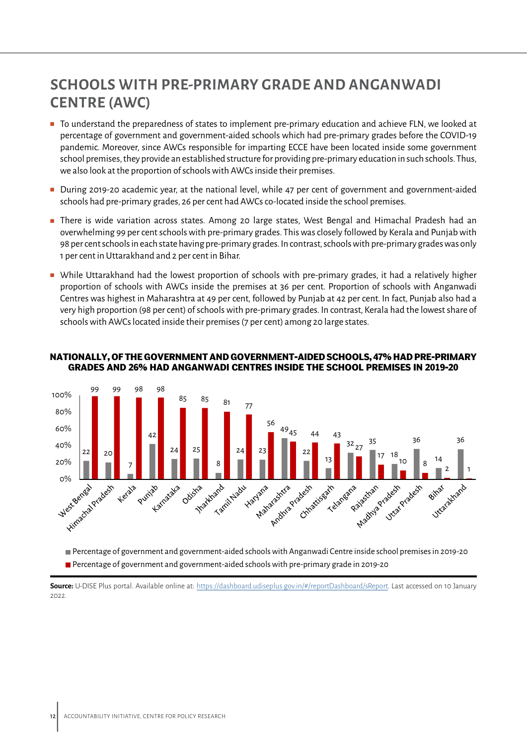## SCHOOLS WITH PRE-PRIMARY GRADE AND ANGANWADI CENTRE (AWC)

- To understand the preparedness of states to implement pre-primary education and achieve FLN, we looked at percentage of government and government-aided schools which had pre-primary grades before the COVID-19 pandemic. Moreover, since AWCs responsible for imparting ECCE have been located inside some government school premises, they provide an established structure for providing pre-primary education in such schools. Thus, we also look at the proportion of schools with AWCs inside their premises.
- During 2019-20 academic year, at the national level, while 47 per cent of government and government-aided schools had pre-primary grades, 26 per cent had AWCs co-located inside the school premises.
- There is wide variation across states. Among 20 large states, West Bengal and Himachal Pradesh had an overwhelming 99 per cent schools with pre-primary grades. This was closely followed by Kerala and Punjab with 98 per cent schools in each state having pre-primary grades. In contrast, schools with pre-primary grades was only 1 per cent in Uttarakhand and 2 per cent in Bihar.
- While Uttarakhand had the lowest proportion of schools with pre-primary grades, it had a relatively higher proportion of schools with AWCs inside the premises at 36 per cent. Proportion of schools with Anganwadi Centres was highest in Maharashtra at 49 per cent, followed by Punjab at 42 per cent. In fact, Punjab also had a very high proportion (98 per cent) of schools with pre-primary grades. In contrast, Kerala had the lowest share of schools with AWCs located inside their premises (7 per cent) among 20 large states.

**NATIONALLY, OF THE GOVERNMENT AND GOVERNMENT-AIDED SCHOOLS, 47% HAD PRE-PRIMARY GRADES AND 26% HAD ANGANWADI CENTRES INSIDE THE SCHOOL PREMISES IN 2019-20**

100%
80%
60%
40%
20%
0%

West Bengal 22 99
Himachal Pradesh 20 99
Kerala 7 98
Punjab 42 98
Karnataka 24 85
Odisha 25 85
Jharkhand 8 81
Tamil Nadu 24 77
Haryana 23 56
Maharashtra 49 45
Andhra Pradesh 22 44
Chhattisgarh 13 43
Telangana 32 27
Rajasthan 35 17
Madhya Pradesh 18 10
Uttar Pradesh 36 8
Bihar 14 2
Uttarakhand 36 1

Percentage of government and government-aided schools with Anganwadi Centre inside school premises in 2019-20
Percentage of government and government-aided schools with pre-primary grade in 2019-20

**Source:** U-DISE Plus portal. Available online at: https://dashboard.udiseplus.gov.in/#/reportDashboard/sReport. Last accessed on 10 January 2022.